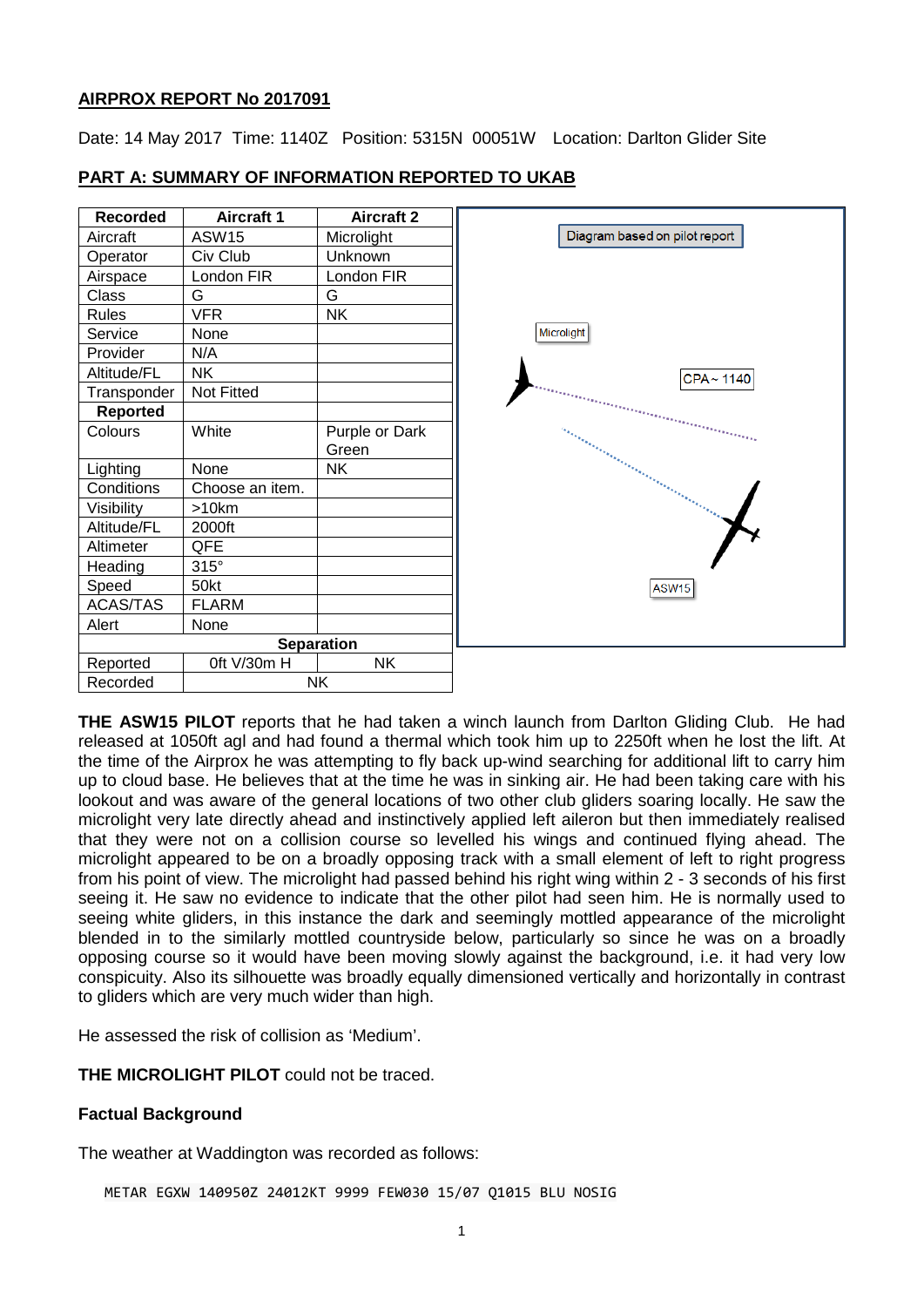**AIRPROX REPORT No 2017091**

Date: 14 May 2017 Time: 1140Z Position: 5315N 00051W Location: Darlton Glider Site

**PART A: SUMMARY OF INFORMATION REPORTED TO UKAB**

| Recorded | Aircraft 1 | Aircraft 2 |
|---|---|---|
| Aircraft | ASW15 | Microlight |
| Operator | Civ Club | Unknown |
| Airspace | London FIR | London FIR |
| Class | G | G |
| Rules | VFR | NK |
| Service | None | |
| Provider | N/A | |
| Altitude/FL | NK | |
| Transponder | Not Fitted | |
| **Reported** | | |
| Colours | White | Purple or Dark Green |
| Lighting | None | NK |
| Conditions | Choose an item. | |
| Visibility | >10km | |
| Altitude/FL | 2000ft | |
| Altimeter | QFE | |
| Heading | 315° | |
| Speed | 50kt | |
| ACAS/TAS | FLARM | |
| Alert | None | |
| **Separation** | | |
| Reported | 0ft V/30m H | NK |
| Recorded | NK | |

Diagram based on pilot report

Microlight

CPA ~ 1140

ASW15

**THE ASW15 PILOT** reports that he had taken a winch launch from Darlton Gliding Club. He had released at 1050ft agl and had found a thermal which took him up to 2250ft when he lost the lift. At the time of the Airprox he was attempting to fly back up-wind searching for additional lift to carry him up to cloud base. He believes that at the time he was in sinking air. He had been taking care with his lookout and was aware of the general locations of two other club gliders soaring locally. He saw the microlight very late directly ahead and instinctively applied left aileron but then immediately realised that they were not on a collision course so levelled his wings and continued flying ahead. The microlight appeared to be on a broadly opposing track with a small element of left to right progress from his point of view. The microlight had passed behind his right wing within 2 - 3 seconds of his first seeing it. He saw no evidence to indicate that the other pilot had seen him. He is normally used to seeing white gliders, in this instance the dark and seemingly mottled appearance of the microlight blended in to the similarly mottled countryside below, particularly so since he was on a broadly opposing course so it would have been moving slowly against the background, i.e. it had very low conspicuity. Also its silhouette was broadly equally dimensioned vertically and horizontally in contrast to gliders which are very much wider than high.

He assessed the risk of collision as 'Medium'.

**THE MICROLIGHT PILOT** could not be traced.

**Factual Background**

The weather at Waddington was recorded as follows:

```
METAR EGXW 140950Z 24012KT 9999 FEW030 15/07 Q1015 BLU NOSIG
```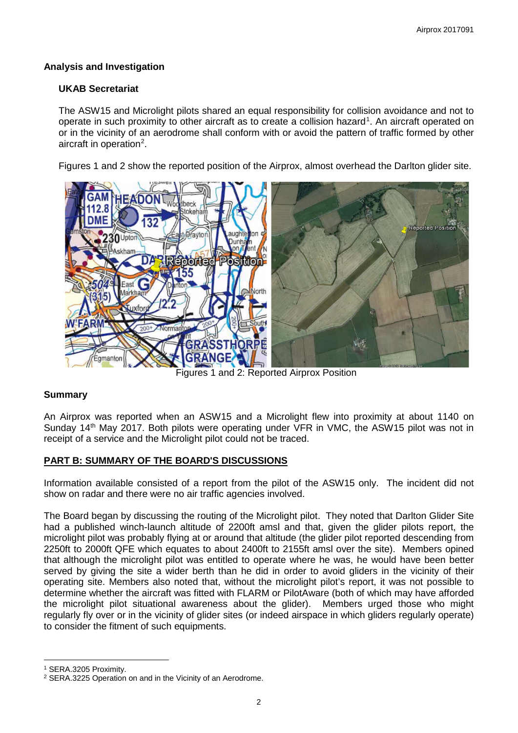## Analysis and Investigation

### UKAB Secretariat

The ASW15 and Microlight pilots shared an equal responsibility for collision avoidance and not to operate in such proximity to other aircraft as to create a collision hazard[1]. An aircraft operated on or in the vicinity of an aerodrome shall conform with or avoid the pattern of traffic formed by other aircraft in operation[2].

Figures 1 and 2 show the reported position of the Airprox, almost overhead the Darlton glider site.

Figures 1 and 2: Reported Airprox Position

## Summary

An Airprox was reported when an ASW15 and a Microlight flew into proximity at about 1140 on Sunday 14th May 2017. Both pilots were operating under VFR in VMC, the ASW15 pilot was not in receipt of a service and the Microlight pilot could not be traced.

## PART B: SUMMARY OF THE BOARD'S DISCUSSIONS

Information available consisted of a report from the pilot of the ASW15 only. The incident did not show on radar and there were no air traffic agencies involved.

The Board began by discussing the routing of the Microlight pilot. They noted that Darlton Glider Site had a published winch-launch altitude of 2200ft amsl and that, given the glider pilots report, the microlight pilot was probably flying at or around that altitude (the glider pilot reported descending from 2250ft to 2000ft QFE which equates to about 2400ft to 2155ft amsl over the site). Members opined that although the microlight pilot was entitled to operate where he was, he would have been better served by giving the site a wider berth than he did in order to avoid gliders in the vicinity of their operating site. Members also noted that, without the microlight pilot's report, it was not possible to determine whether the aircraft was fitted with FLARM or PilotAware (both of which may have afforded the microlight pilot situational awareness about the glider). Members urged those who might regularly fly over or in the vicinity of glider sites (or indeed airspace in which gliders regularly operate) to consider the fitment of such equipments.

---

[1] SERA.3205 Proximity.

[2] SERA.3225 Operation on and in the Vicinity of an Aerodrome.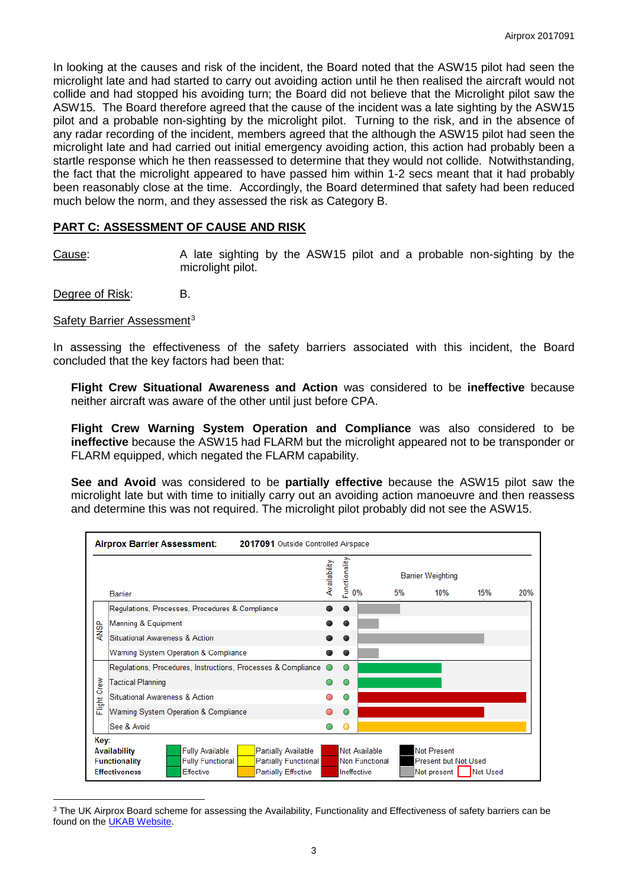In looking at the causes and risk of the incident, the Board noted that the ASW15 pilot had seen the microlight late and had started to carry out avoiding action until he then realised the aircraft would not collide and had stopped his avoiding turn; the Board did not believe that the Microlight pilot saw the ASW15. The Board therefore agreed that the cause of the incident was a late sighting by the ASW15 pilot and a probable non-sighting by the microlight pilot. Turning to the risk, and in the absence of any radar recording of the incident, members agreed that the although the ASW15 pilot had seen the microlight late and had carried out initial emergency avoiding action, this action had probably been a startle response which he then reassessed to determine that they would not collide. Notwithstanding, the fact that the microlight appeared to have passed him within 1-2 secs meant that it had probably been reasonably close at the time. Accordingly, the Board determined that safety had been reduced much below the norm, and they assessed the risk as Category B.

## PART C: ASSESSMENT OF CAUSE AND RISK

Cause: A late sighting by the ASW15 pilot and a probable non-sighting by the microlight pilot.

Degree of Risk: B.

Safety Barrier Assessment[3]

In assessing the effectiveness of the safety barriers associated with this incident, the Board concluded that the key factors had been that:

**Flight Crew Situational Awareness and Action** was considered to be **ineffective** because neither aircraft was aware of the other until just before CPA.

**Flight Crew Warning System Operation and Compliance** was also considered to be **ineffective** because the ASW15 had FLARM but the microlight appeared not to be transponder or FLARM equipped, which negated the FLARM capability.

**See and Avoid** was considered to be **partially effective** because the ASW15 pilot saw the microlight late but with time to initially carry out an avoiding action manoeuvre and then reassess and determine this was not required. The microlight pilot probably did not see the ASW15.

**Airprox Barrier Assessment:** **2017091** Outside Controlled Airspace

Barrier | Availability | Functionality | Barrier Weighting 0% 5% 10% 15% 20%

ANSP
Regulations, Processes, Procedures & Compliance
Manning & Equipment
Situational Awareness & Action
Warning System Operation & Compliance

Flight Crew
Regulations, Processes, Instructions, Processes & Compliance
Tactical Planning
Situational Awareness & Action
Warning System Operation & Compliance
See & Avoid

Key:
Availability: Fully Available, Partially Available, Not Available, Not Present
Functionality: Fully Functional, Partially Functional, Non Functional, Present but Not Used
Effectiveness: Effective, Partially Effective, Ineffective, Not present, Not Used

---

[3] The UK Airprox Board scheme for assessing the Availability, Functionality and Effectiveness of safety barriers can be found on the UKAB Website.